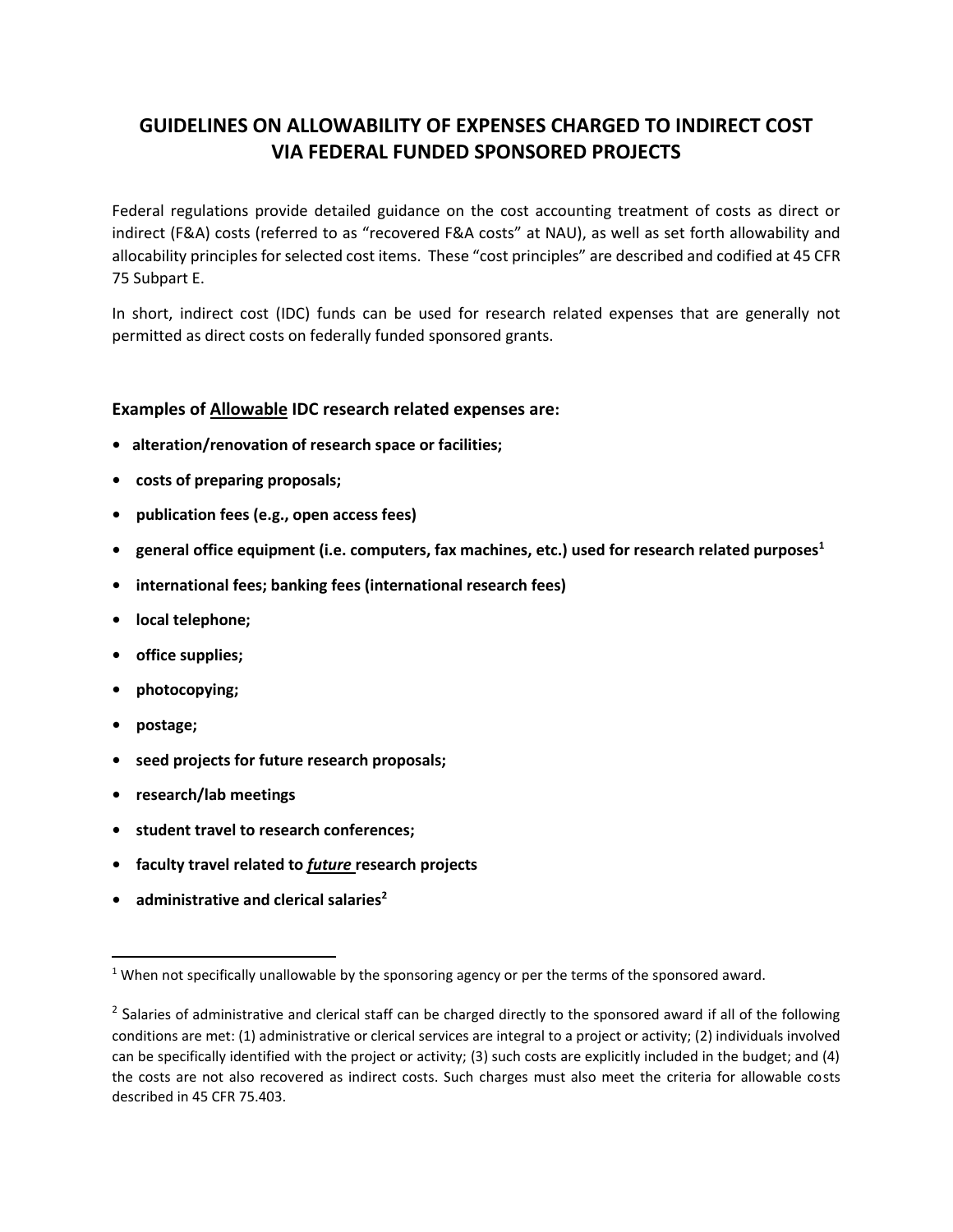# GUIDELINES ON ALLOWABILITY OF EXPENSES CHARGED TO INDIRECT COST VIA FEDERAL FUNDED SPONSORED PROJECTS

Federal regulations provide detailed guidance on the cost accounting treatment of costs as direct or indirect (F&A) costs (referred to as "recovered F&A costs" at NAU), as well as set forth allowability and allocability principles for selected cost items. These "cost principles" are described and codified at 45 CFR 75 Subpart E.

In short, indirect cost (IDC) funds can be used for research related expenses that are generally not permitted as direct costs on federally funded sponsored grants.

### Examples of <u>Allowable</u> IDC research related expenses are:

- **alteration/renovation of research space or facilities;**
- **costs of preparing proposals;**
- **publication fees (e.g., open access fees)**
- **general office equipment (i.e. computers, fax machines, etc.) used for research related purposes**[1]
- **international fees; banking fees (international research fees)**
- **local telephone;**
- **office supplies;**
- **photocopying;**
- **postage;**
- **seed projects for future research proposals;**
- **research/lab meetings**
- **student travel to research conferences;**
- **faculty travel related to <u>*future*</u> research projects**
- **administrative and clerical salaries**[2]

---

[1] When not specifically unallowable by the sponsoring agency or per the terms of the sponsored award.

[2] Salaries of administrative and clerical staff can be charged directly to the sponsored award if all of the following conditions are met: (1) administrative or clerical services are integral to a project or activity; (2) individuals involved can be specifically identified with the project or activity; (3) such costs are explicitly included in the budget; and (4) the costs are not also recovered as indirect costs. Such charges must also meet the criteria for allowable costs described in 45 CFR 75.403.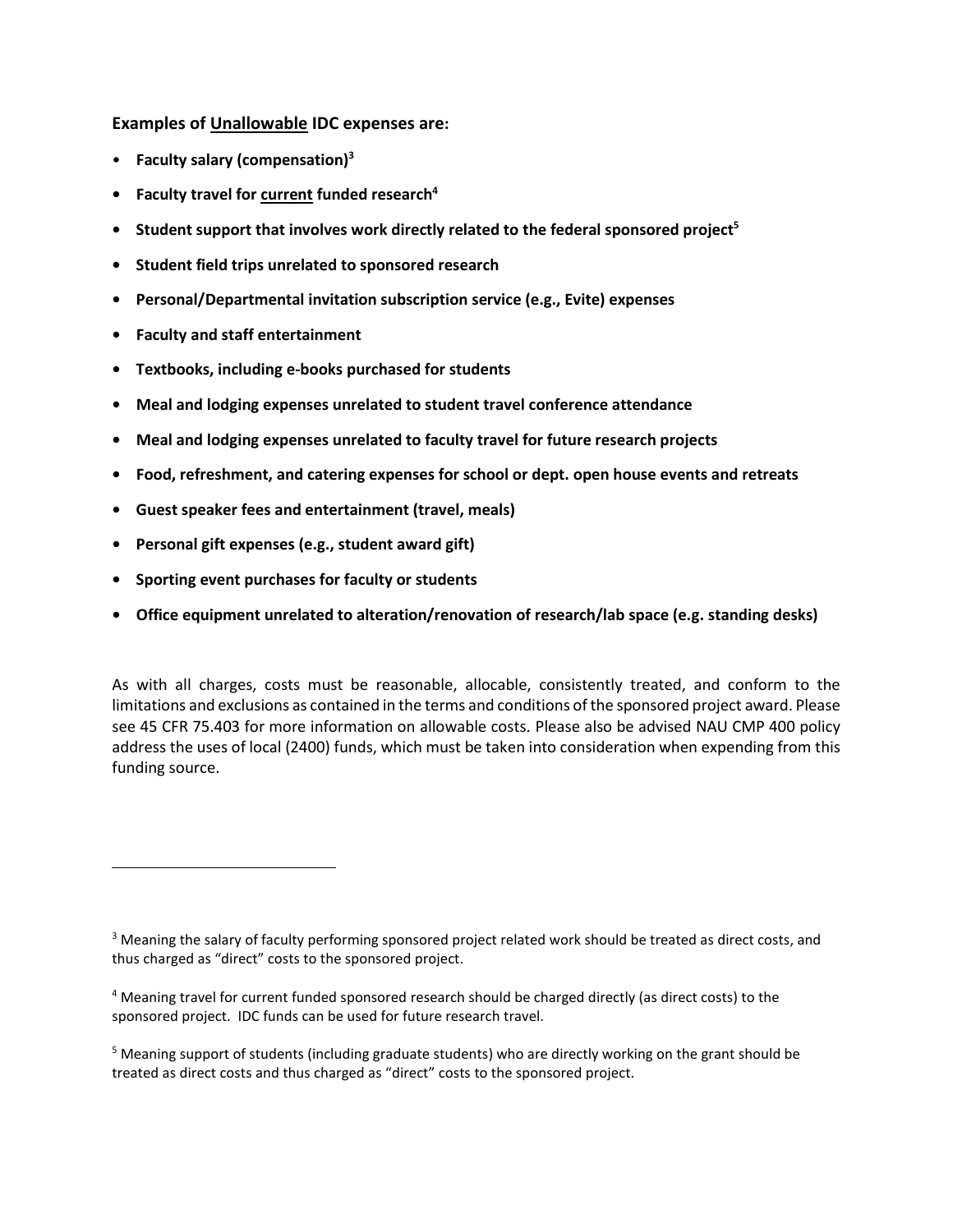**Examples of <u>Unallowable</u> IDC expenses are:**

- **Faculty salary (compensation)[3]**
- **Faculty travel for <u>current</u> funded research[4]**
- **Student support that involves work directly related to the federal sponsored project[5]**
- **Student field trips unrelated to sponsored research**
- **Personal/Departmental invitation subscription service (e.g., Evite) expenses**
- **Faculty and staff entertainment**
- **Textbooks, including e-books purchased for students**
- **Meal and lodging expenses unrelated to student travel conference attendance**
- **Meal and lodging expenses unrelated to faculty travel for future research projects**
- **Food, refreshment, and catering expenses for school or dept. open house events and retreats**
- **Guest speaker fees and entertainment (travel, meals)**
- **Personal gift expenses (e.g., student award gift)**
- **Sporting event purchases for faculty or students**
- **Office equipment unrelated to alteration/renovation of research/lab space (e.g. standing desks)**

As with all charges, costs must be reasonable, allocable, consistently treated, and conform to the limitations and exclusions as contained in the terms and conditions of the sponsored project award. Please see 45 CFR 75.403 for more information on allowable costs. Please also be advised NAU CMP 400 policy address the uses of local (2400) funds, which must be taken into consideration when expending from this funding source.

---

[3] Meaning the salary of faculty performing sponsored project related work should be treated as direct costs, and thus charged as "direct" costs to the sponsored project.

[4] Meaning travel for current funded sponsored research should be charged directly (as direct costs) to the sponsored project. IDC funds can be used for future research travel.

[5] Meaning support of students (including graduate students) who are directly working on the grant should be treated as direct costs and thus charged as "direct" costs to the sponsored project.